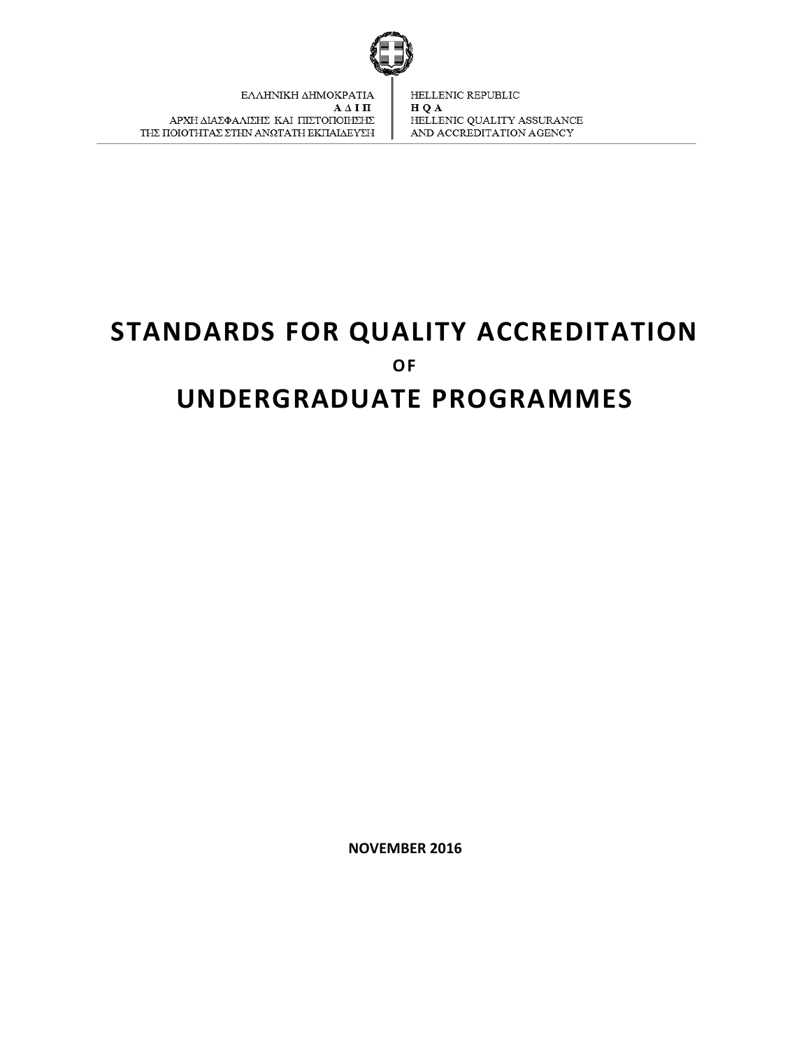ΕΛΛΗΝΙΚΗ ΔΗΜΟΚΡΑΤΙΑ
**Α Δ Ι Π**
ΑΡΧΗ ΔΙΑΣΦΑΛΙΣΗΣ ΚΑΙ ΠΙΣΤΟΠΟΙΗΣΗΣ
ΤΗΣ ΠΟΙΟΤΗΤΑΣ ΣΤΗΝ ΑΝΩΤΑΤΗ ΕΚΠΑΙΔΕΥΣΗ

HELLENIC REPUBLIC
**H Q A**
HELLENIC QUALITY ASSURANCE
AND ACCREDITATION AGENCY

# STANDARDS FOR QUALITY ACCREDITATION

**OF**

# UNDERGRADUATE PROGRAMMES

**NOVEMBER 2016**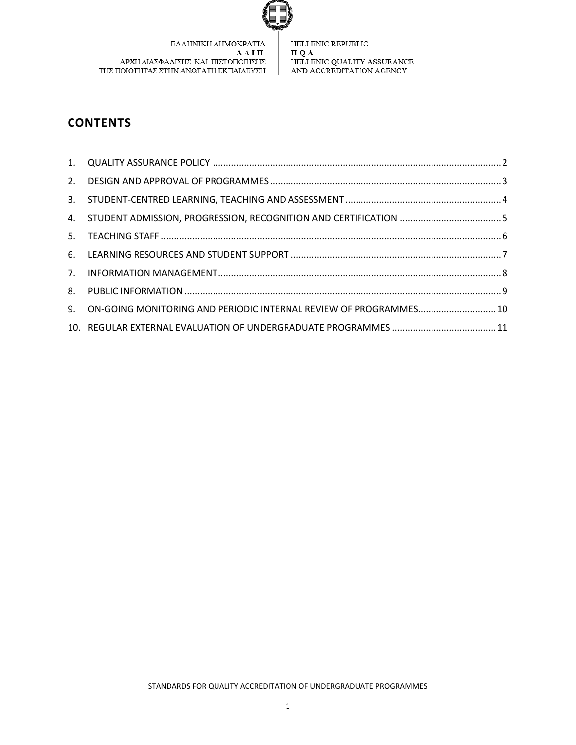## CONTENTS

1. QUALITY ASSURANCE POLICY ............................................................................................................. 2
2. DESIGN AND APPROVAL OF PROGRAMMES ........................................................................................ 3
3. STUDENT-CENTRED LEARNING, TEACHING AND ASSESSMENT ........................................................... 4
4. STUDENT ADMISSION, PROGRESSION, RECOGNITION AND CERTIFICATION ....................................... 5
5. TEACHING STAFF ................................................................................................................................ 6
6. LEARNING RESOURCES AND STUDENT SUPPORT ................................................................................ 7
7. INFORMATION MANAGEMENT ........................................................................................................... 8
8. PUBLIC INFORMATION ........................................................................................................................ 9
9. ON-GOING MONITORING AND PERIODIC INTERNAL REVIEW OF PROGRAMMES............................. 10
10. REGULAR EXTERNAL EVALUATION OF UNDERGRADUATE PROGRAMMES ....................................... 11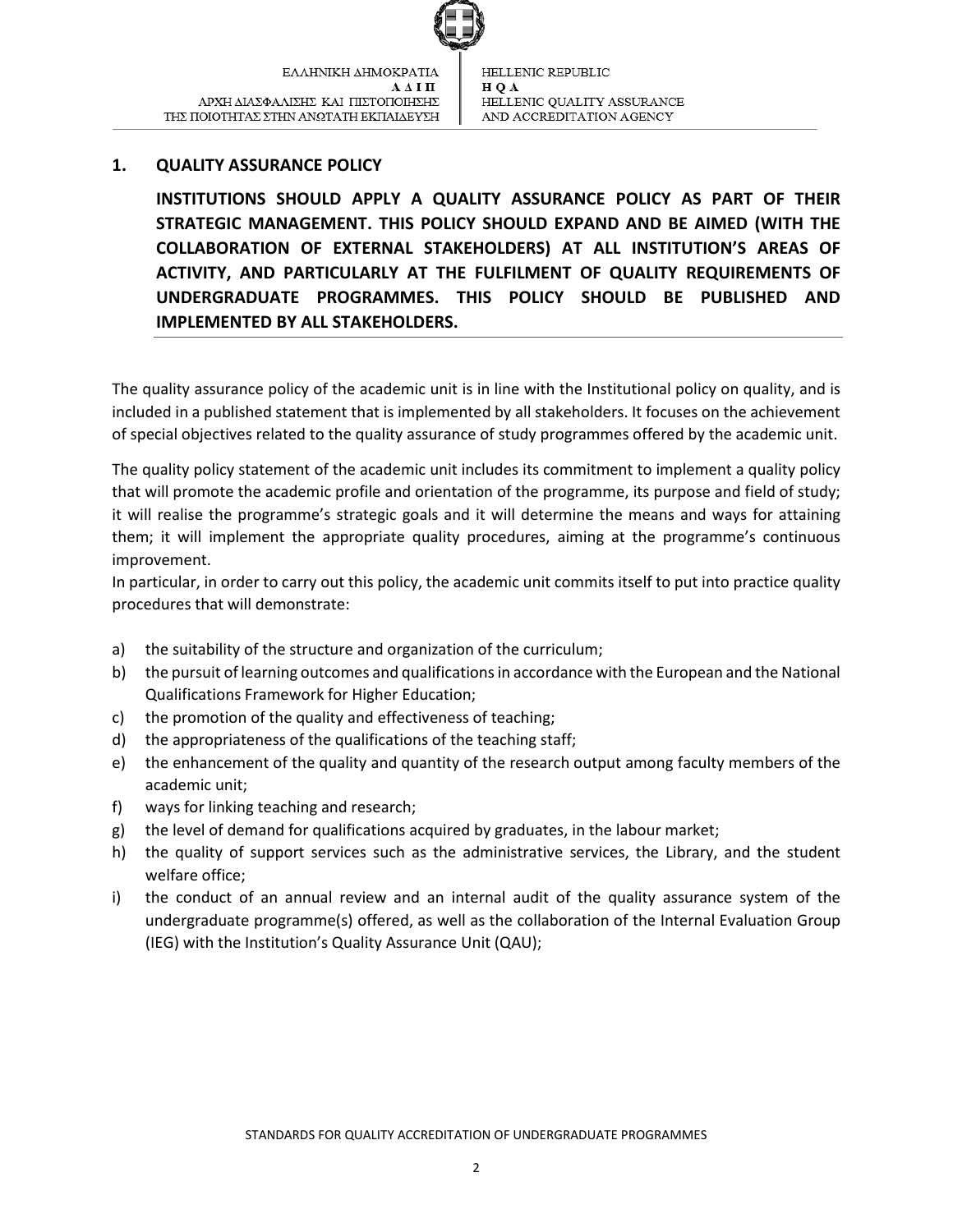## 1. QUALITY ASSURANCE POLICY

**INSTITUTIONS SHOULD APPLY A QUALITY ASSURANCE POLICY AS PART OF THEIR STRATEGIC MANAGEMENT. THIS POLICY SHOULD EXPAND AND BE AIMED (WITH THE COLLABORATION OF EXTERNAL STAKEHOLDERS) AT ALL INSTITUTION'S AREAS OF ACTIVITY, AND PARTICULARLY AT THE FULFILMENT OF QUALITY REQUIREMENTS OF UNDERGRADUATE PROGRAMMES. THIS POLICY SHOULD BE PUBLISHED AND IMPLEMENTED BY ALL STAKEHOLDERS.**

The quality assurance policy of the academic unit is in line with the Institutional policy on quality, and is included in a published statement that is implemented by all stakeholders. It focuses on the achievement of special objectives related to the quality assurance of study programmes offered by the academic unit.

The quality policy statement of the academic unit includes its commitment to implement a quality policy that will promote the academic profile and orientation of the programme, its purpose and field of study; it will realise the programme's strategic goals and it will determine the means and ways for attaining them; it will implement the appropriate quality procedures, aiming at the programme's continuous improvement.

In particular, in order to carry out this policy, the academic unit commits itself to put into practice quality procedures that will demonstrate:

a) the suitability of the structure and organization of the curriculum;
b) the pursuit of learning outcomes and qualifications in accordance with the European and the National Qualifications Framework for Higher Education;
c) the promotion of the quality and effectiveness of teaching;
d) the appropriateness of the qualifications of the teaching staff;
e) the enhancement of the quality and quantity of the research output among faculty members of the academic unit;
f) ways for linking teaching and research;
g) the level of demand for qualifications acquired by graduates, in the labour market;
h) the quality of support services such as the administrative services, the Library, and the student welfare office;
i) the conduct of an annual review and an internal audit of the quality assurance system of the undergraduate programme(s) offered, as well as the collaboration of the Internal Evaluation Group (IEG) with the Institution's Quality Assurance Unit (QAU);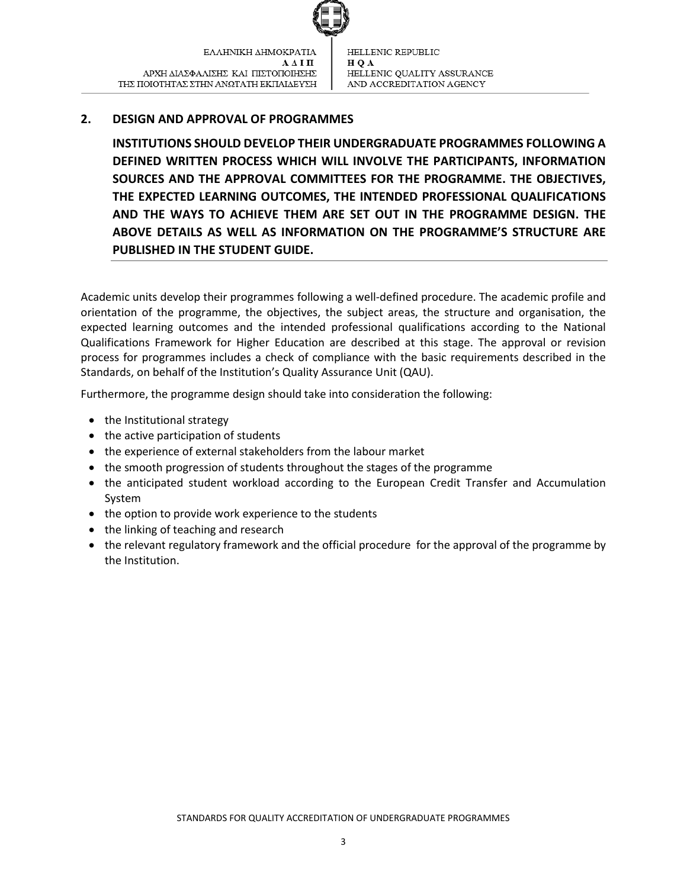## 2. DESIGN AND APPROVAL OF PROGRAMMES

**INSTITUTIONS SHOULD DEVELOP THEIR UNDERGRADUATE PROGRAMMES FOLLOWING A DEFINED WRITTEN PROCESS WHICH WILL INVOLVE THE PARTICIPANTS, INFORMATION SOURCES AND THE APPROVAL COMMITTEES FOR THE PROGRAMME. THE OBJECTIVES, THE EXPECTED LEARNING OUTCOMES, THE INTENDED PROFESSIONAL QUALIFICATIONS AND THE WAYS TO ACHIEVE THEM ARE SET OUT IN THE PROGRAMME DESIGN. THE ABOVE DETAILS AS WELL AS INFORMATION ON THE PROGRAMME'S STRUCTURE ARE PUBLISHED IN THE STUDENT GUIDE.**

Academic units develop their programmes following a well-defined procedure. The academic profile and orientation of the programme, the objectives, the subject areas, the structure and organisation, the expected learning outcomes and the intended professional qualifications according to the National Qualifications Framework for Higher Education are described at this stage. The approval or revision process for programmes includes a check of compliance with the basic requirements described in the Standards, on behalf of the Institution's Quality Assurance Unit (QAU).

Furthermore, the programme design should take into consideration the following:

- the Institutional strategy
- the active participation of students
- the experience of external stakeholders from the labour market
- the smooth progression of students throughout the stages of the programme
- the anticipated student workload according to the European Credit Transfer and Accumulation System
- the option to provide work experience to the students
- the linking of teaching and research
- the relevant regulatory framework and the official procedure for the approval of the programme by the Institution.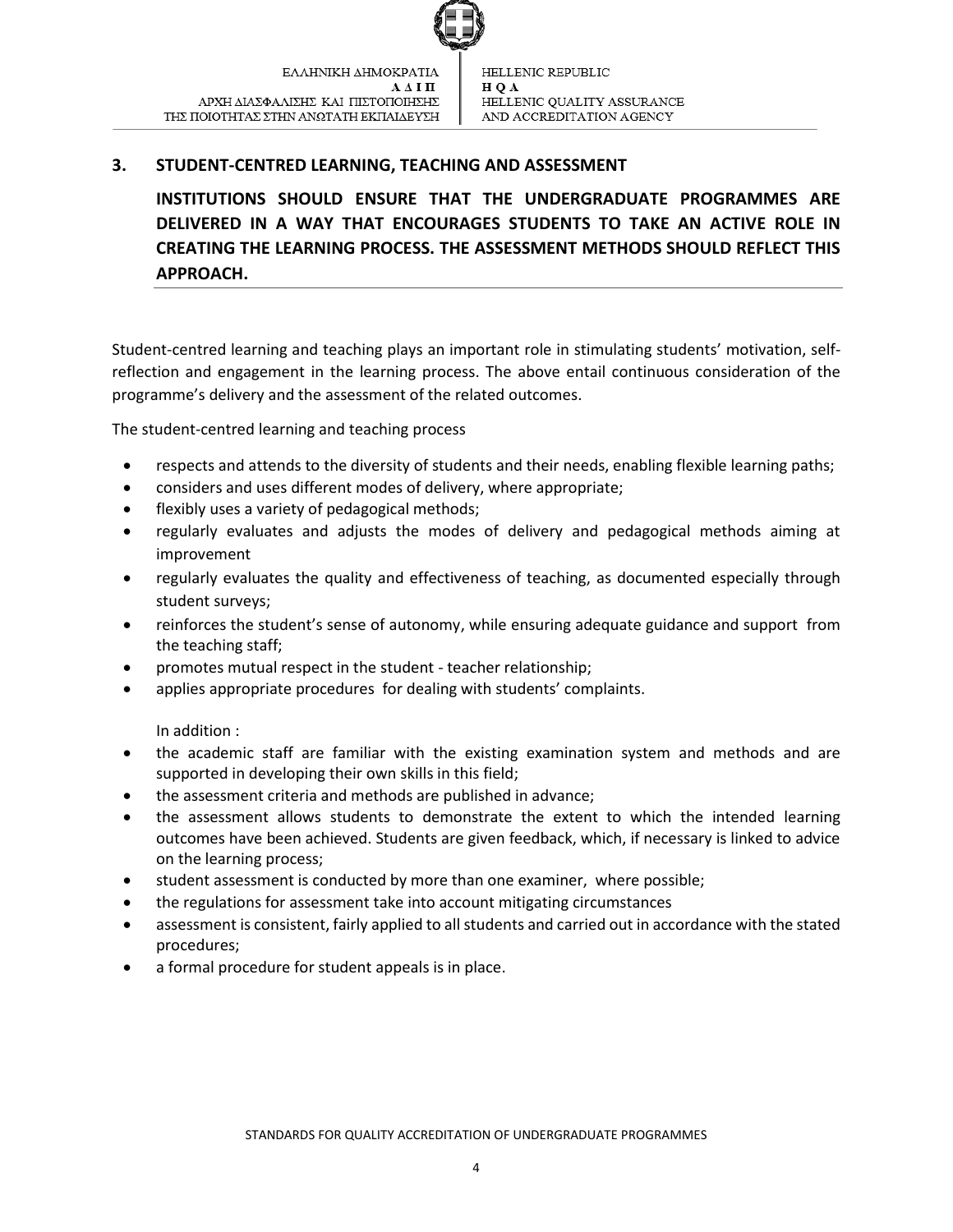## 3. STUDENT-CENTRED LEARNING, TEACHING AND ASSESSMENT

**INSTITUTIONS SHOULD ENSURE THAT THE UNDERGRADUATE PROGRAMMES ARE DELIVERED IN A WAY THAT ENCOURAGES STUDENTS TO TAKE AN ACTIVE ROLE IN CREATING THE LEARNING PROCESS. THE ASSESSMENT METHODS SHOULD REFLECT THIS APPROACH.**

Student-centred learning and teaching plays an important role in stimulating students' motivation, self-reflection and engagement in the learning process. The above entail continuous consideration of the programme's delivery and the assessment of the related outcomes.

The student-centred learning and teaching process

- respects and attends to the diversity of students and their needs, enabling flexible learning paths;
- considers and uses different modes of delivery, where appropriate;
- flexibly uses a variety of pedagogical methods;
- regularly evaluates and adjusts the modes of delivery and pedagogical methods aiming at improvement
- regularly evaluates the quality and effectiveness of teaching, as documented especially through student surveys;
- reinforces the student's sense of autonomy, while ensuring adequate guidance and support from the teaching staff;
- promotes mutual respect in the student - teacher relationship;
- applies appropriate procedures for dealing with students' complaints.

In addition :

- the academic staff are familiar with the existing examination system and methods and are supported in developing their own skills in this field;
- the assessment criteria and methods are published in advance;
- the assessment allows students to demonstrate the extent to which the intended learning outcomes have been achieved. Students are given feedback, which, if necessary is linked to advice on the learning process;
- student assessment is conducted by more than one examiner, where possible;
- the regulations for assessment take into account mitigating circumstances
- assessment is consistent, fairly applied to all students and carried out in accordance with the stated procedures;
- a formal procedure for student appeals is in place.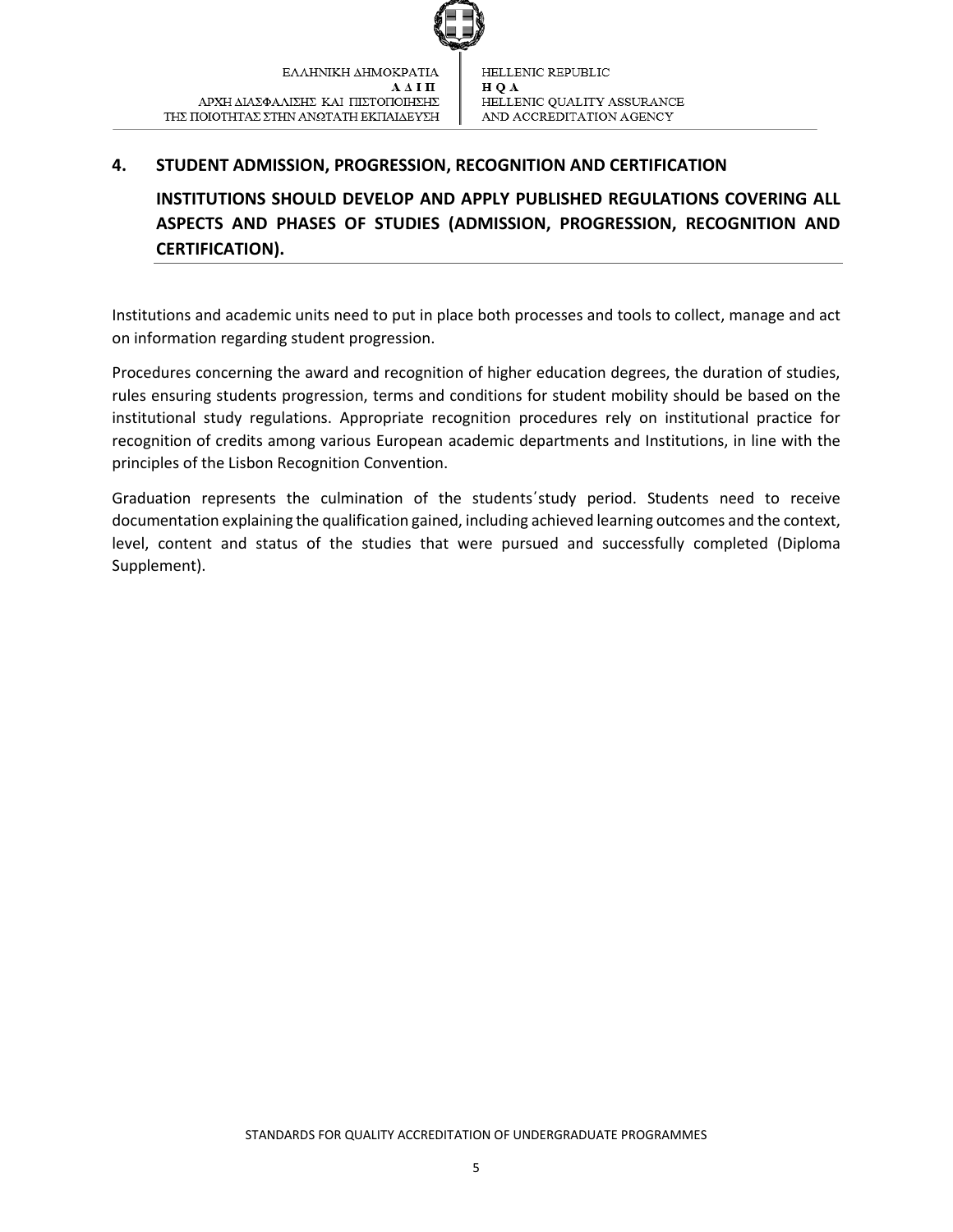## 4. STUDENT ADMISSION, PROGRESSION, RECOGNITION AND CERTIFICATION

**INSTITUTIONS SHOULD DEVELOP AND APPLY PUBLISHED REGULATIONS COVERING ALL ASPECTS AND PHASES OF STUDIES (ADMISSION, PROGRESSION, RECOGNITION AND CERTIFICATION).**

Institutions and academic units need to put in place both processes and tools to collect, manage and act on information regarding student progression.

Procedures concerning the award and recognition of higher education degrees, the duration of studies, rules ensuring students progression, terms and conditions for student mobility should be based on the institutional study regulations. Appropriate recognition procedures rely on institutional practice for recognition of credits among various European academic departments and Institutions, in line with the principles of the Lisbon Recognition Convention.

Graduation represents the culmination of the students΄study period. Students need to receive documentation explaining the qualification gained, including achieved learning outcomes and the context, level, content and status of the studies that were pursued and successfully completed (Diploma Supplement).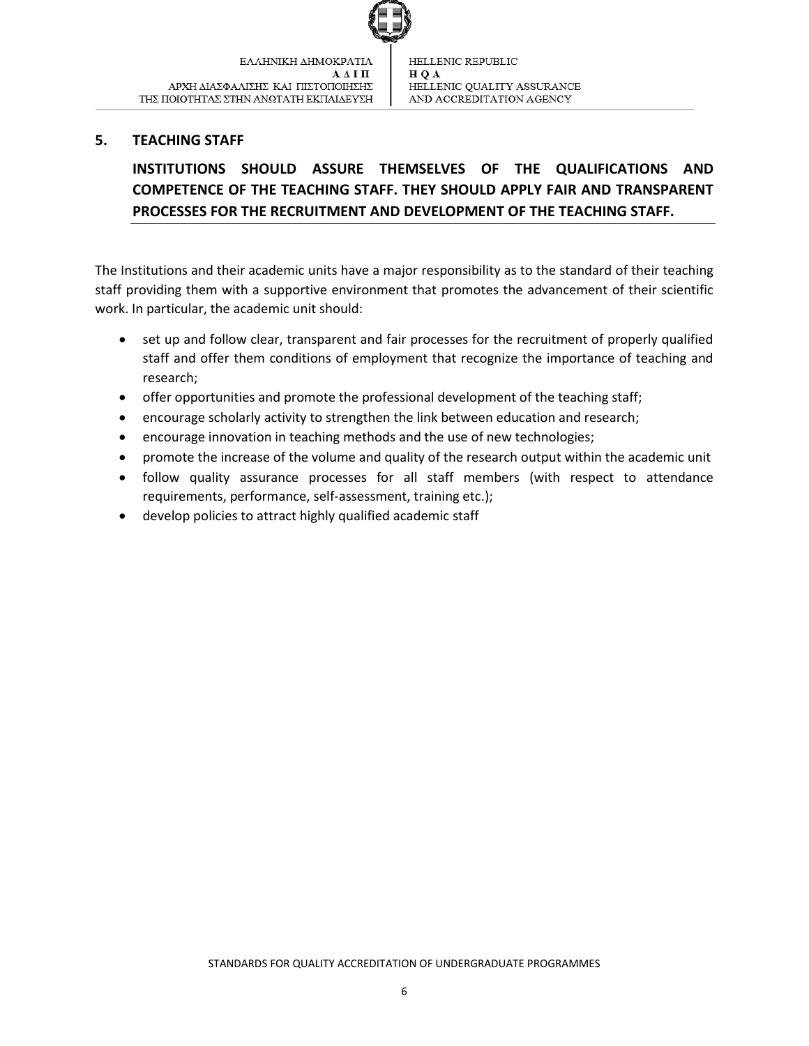## 5. TEACHING STAFF

**INSTITUTIONS SHOULD ASSURE THEMSELVES OF THE QUALIFICATIONS AND COMPETENCE OF THE TEACHING STAFF. THEY SHOULD APPLY FAIR AND TRANSPARENT PROCESSES FOR THE RECRUITMENT AND DEVELOPMENT OF THE TEACHING STAFF.**

The Institutions and their academic units have a major responsibility as to the standard of their teaching staff providing them with a supportive environment that promotes the advancement of their scientific work. In particular, the academic unit should:

- set up and follow clear, transparent and fair processes for the recruitment of properly qualified staff and offer them conditions of employment that recognize the importance of teaching and research;
- offer opportunities and promote the professional development of the teaching staff;
- encourage scholarly activity to strengthen the link between education and research;
- encourage innovation in teaching methods and the use of new technologies;
- promote the increase of the volume and quality of the research output within the academic unit
- follow quality assurance processes for all staff members (with respect to attendance requirements, performance, self-assessment, training etc.);
- develop policies to attract highly qualified academic staff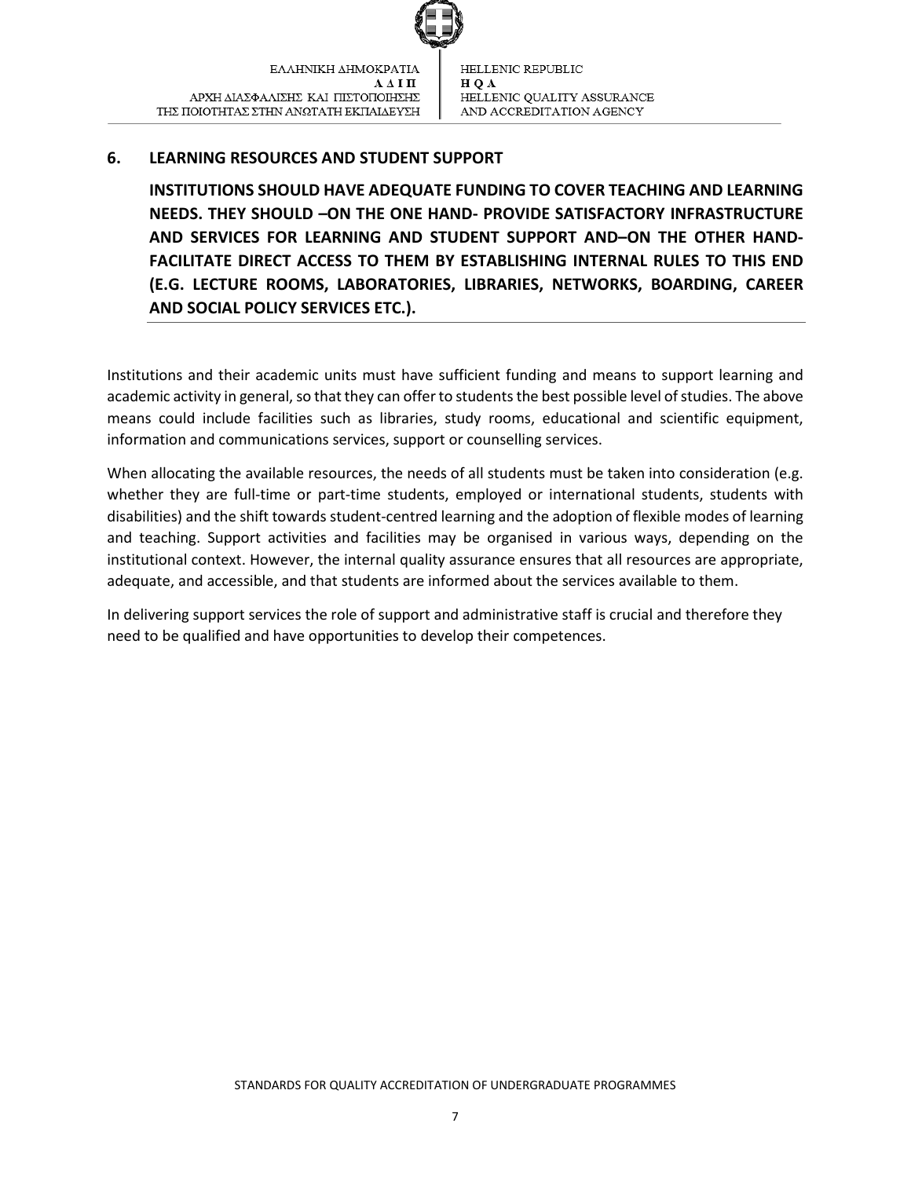## 6. LEARNING RESOURCES AND STUDENT SUPPORT

**INSTITUTIONS SHOULD HAVE ADEQUATE FUNDING TO COVER TEACHING AND LEARNING NEEDS. THEY SHOULD –ON THE ONE HAND- PROVIDE SATISFACTORY INFRASTRUCTURE AND SERVICES FOR LEARNING AND STUDENT SUPPORT AND–ON THE OTHER HAND- FACILITATE DIRECT ACCESS TO THEM BY ESTABLISHING INTERNAL RULES TO THIS END (E.G. LECTURE ROOMS, LABORATORIES, LIBRARIES, NETWORKS, BOARDING, CAREER AND SOCIAL POLICY SERVICES ETC.).**

Institutions and their academic units must have sufficient funding and means to support learning and academic activity in general, so that they can offer to students the best possible level of studies. The above means could include facilities such as libraries, study rooms, educational and scientific equipment, information and communications services, support or counselling services.

When allocating the available resources, the needs of all students must be taken into consideration (e.g. whether they are full-time or part-time students, employed or international students, students with disabilities) and the shift towards student-centred learning and the adoption of flexible modes of learning and teaching. Support activities and facilities may be organised in various ways, depending on the institutional context. However, the internal quality assurance ensures that all resources are appropriate, adequate, and accessible, and that students are informed about the services available to them.

In delivering support services the role of support and administrative staff is crucial and therefore they need to be qualified and have opportunities to develop their competences.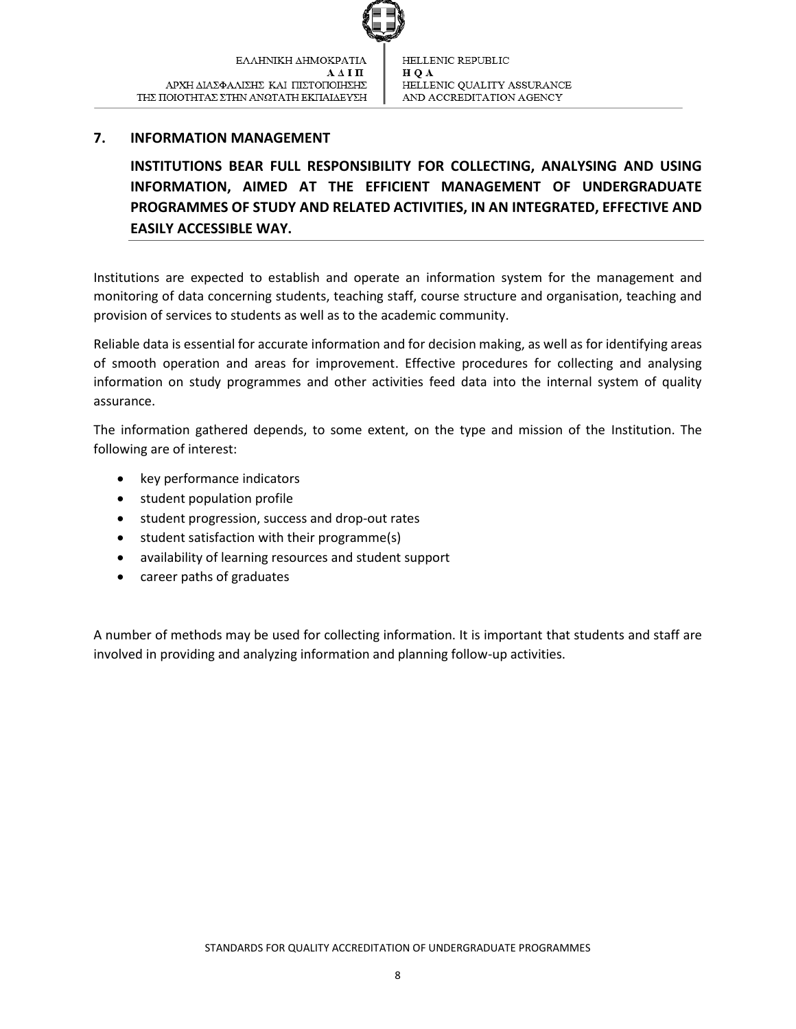## 7. INFORMATION MANAGEMENT

**INSTITUTIONS BEAR FULL RESPONSIBILITY FOR COLLECTING, ANALYSING AND USING INFORMATION, AIMED AT THE EFFICIENT MANAGEMENT OF UNDERGRADUATE PROGRAMMES OF STUDY AND RELATED ACTIVITIES, IN AN INTEGRATED, EFFECTIVE AND EASILY ACCESSIBLE WAY.**

Institutions are expected to establish and operate an information system for the management and monitoring of data concerning students, teaching staff, course structure and organisation, teaching and provision of services to students as well as to the academic community.

Reliable data is essential for accurate information and for decision making, as well as for identifying areas of smooth operation and areas for improvement. Effective procedures for collecting and analysing information on study programmes and other activities feed data into the internal system of quality assurance.

The information gathered depends, to some extent, on the type and mission of the Institution. The following are of interest:

- key performance indicators
- student population profile
- student progression, success and drop-out rates
- student satisfaction with their programme(s)
- availability of learning resources and student support
- career paths of graduates

A number of methods may be used for collecting information. It is important that students and staff are involved in providing and analyzing information and planning follow-up activities.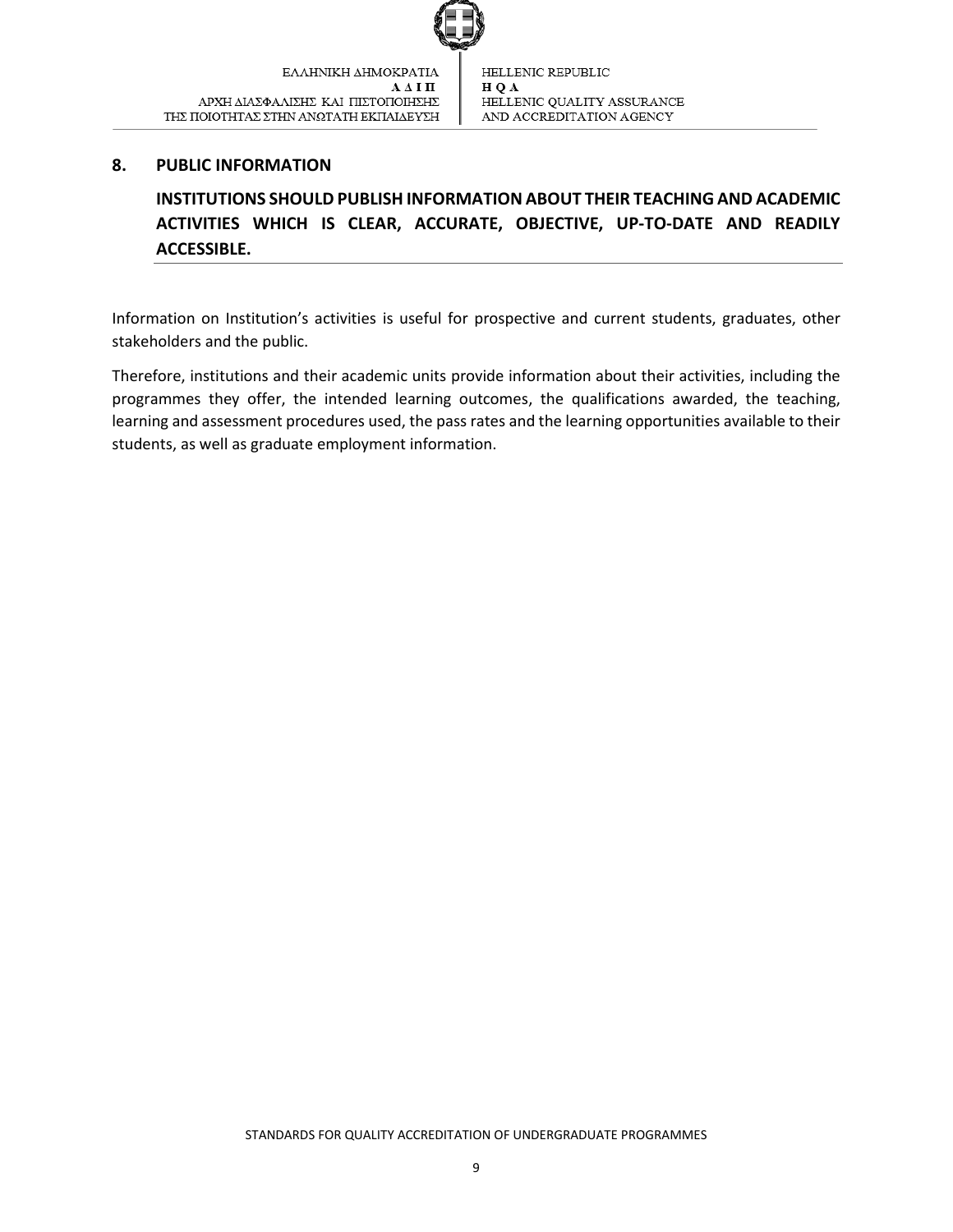## 8. PUBLIC INFORMATION

**INSTITUTIONS SHOULD PUBLISH INFORMATION ABOUT THEIR TEACHING AND ACADEMIC ACTIVITIES WHICH IS CLEAR, ACCURATE, OBJECTIVE, UP-TO-DATE AND READILY ACCESSIBLE.**

Information on Institution's activities is useful for prospective and current students, graduates, other stakeholders and the public.

Therefore, institutions and their academic units provide information about their activities, including the programmes they offer, the intended learning outcomes, the qualifications awarded, the teaching, learning and assessment procedures used, the pass rates and the learning opportunities available to their students, as well as graduate employment information.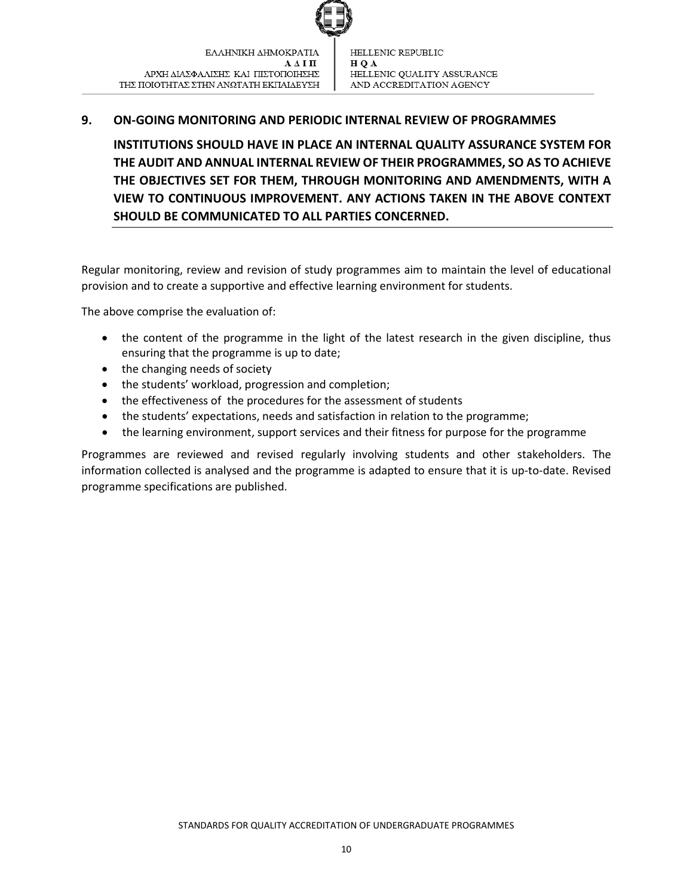## 9. ON-GOING MONITORING AND PERIODIC INTERNAL REVIEW OF PROGRAMMES

**INSTITUTIONS SHOULD HAVE IN PLACE AN INTERNAL QUALITY ASSURANCE SYSTEM FOR THE AUDIT AND ANNUAL INTERNAL REVIEW OF THEIR PROGRAMMES, SO AS TO ACHIEVE THE OBJECTIVES SET FOR THEM, THROUGH MONITORING AND AMENDMENTS, WITH A VIEW TO CONTINUOUS IMPROVEMENT. ANY ACTIONS TAKEN IN THE ABOVE CONTEXT SHOULD BE COMMUNICATED TO ALL PARTIES CONCERNED.**

Regular monitoring, review and revision of study programmes aim to maintain the level of educational provision and to create a supportive and effective learning environment for students.

The above comprise the evaluation of:

- the content of the programme in the light of the latest research in the given discipline, thus ensuring that the programme is up to date;
- the changing needs of society
- the students' workload, progression and completion;
- the effectiveness of the procedures for the assessment of students
- the students' expectations, needs and satisfaction in relation to the programme;
- the learning environment, support services and their fitness for purpose for the programme

Programmes are reviewed and revised regularly involving students and other stakeholders. The information collected is analysed and the programme is adapted to ensure that it is up-to-date. Revised programme specifications are published.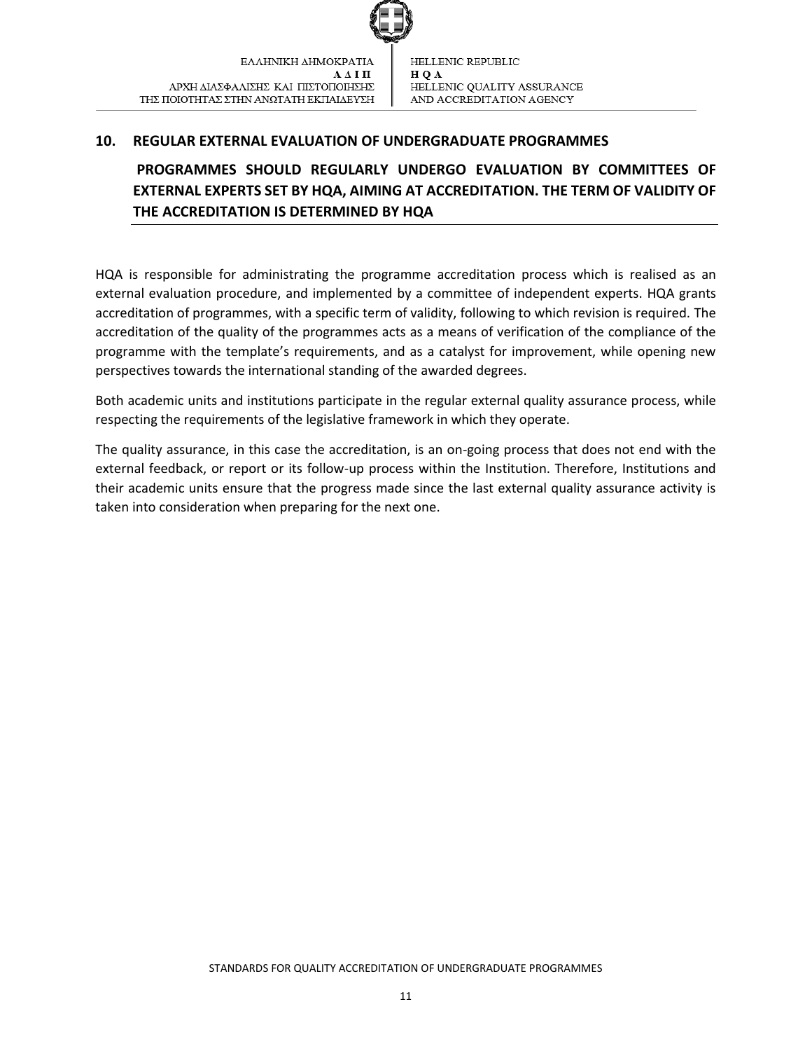## 10. REGULAR EXTERNAL EVALUATION OF UNDERGRADUATE PROGRAMMES

**PROGRAMMES SHOULD REGULARLY UNDERGO EVALUATION BY COMMITTEES OF EXTERNAL EXPERTS SET BY HQA, AIMING AT ACCREDITATION. THE TERM OF VALIDITY OF THE ACCREDITATION IS DETERMINED BY HQA**

HQA is responsible for administrating the programme accreditation process which is realised as an external evaluation procedure, and implemented by a committee of independent experts. HQA grants accreditation of programmes, with a specific term of validity, following to which revision is required. The accreditation of the quality of the programmes acts as a means of verification of the compliance of the programme with the template's requirements, and as a catalyst for improvement, while opening new perspectives towards the international standing of the awarded degrees.

Both academic units and institutions participate in the regular external quality assurance process, while respecting the requirements of the legislative framework in which they operate.

The quality assurance, in this case the accreditation, is an on-going process that does not end with the external feedback, or report or its follow-up process within the Institution. Therefore, Institutions and their academic units ensure that the progress made since the last external quality assurance activity is taken into consideration when preparing for the next one.